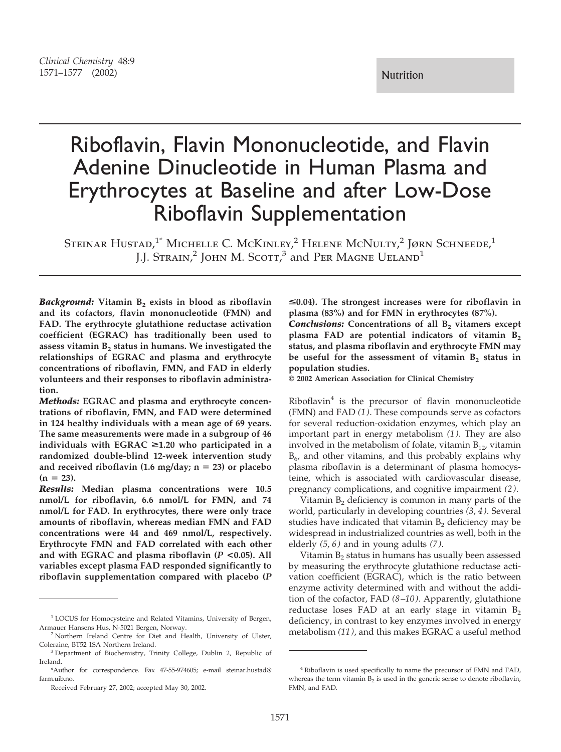Nutrition

# Riboflavin, Flavin Mononucleotide, and Flavin Adenine Dinucleotide in Human Plasma and Erythrocytes at Baseline and after Low-Dose Riboflavin Supplementation

Steinar Hustad,[1*] Michelle C. McKinley,[2] Helene McNulty,[2] Jørn Schneede,[1] J.J. Strain,[2] John M. Scott,[3] and Per Magne Ueland[1]

***Background:*** **Vitamin $B_2$ exists in blood as riboflavin and its cofactors, flavin mononucleotide (FMN) and FAD. The erythrocyte glutathione reductase activation coefficient (EGRAC) has traditionally been used to assess vitamin $B_2$ status in humans. We investigated the relationships of EGRAC and plasma and erythrocyte concentrations of riboflavin, FMN, and FAD in elderly volunteers and their responses to riboflavin administration.**

***Methods:*** **EGRAC and plasma and erythrocyte concentrations of riboflavin, FMN, and FAD were determined in 124 healthy individuals with a mean age of 69 years. The same measurements were made in a subgroup of 46 individuals with EGRAC ≥1.20 who participated in a randomized double-blind 12-week intervention study and received riboflavin (1.6 mg/day; n = 23) or placebo (n = 23).**

***Results:*** **Median plasma concentrations were 10.5 nmol/L for riboflavin, 6.6 nmol/L for FMN, and 74 nmol/L for FAD. In erythrocytes, there were only trace amounts of riboflavin, whereas median FMN and FAD concentrations were 44 and 469 nmol/L, respectively. Erythrocyte FMN and FAD correlated with each other and with EGRAC and plasma riboflavin ($P < 0.05$). All variables except plasma FAD responded significantly to riboflavin supplementation compared with placebo ($P \leq 0.04$). The strongest increases were for riboflavin in plasma (83%) and for FMN in erythrocytes (87%).**

***Conclusions:*** **Concentrations of all $B_2$ vitamers except plasma FAD are potential indicators of vitamin $B_2$ status, and plasma riboflavin and erythrocyte FMN may be useful for the assessment of vitamin $B_2$ status in population studies.**

**© 2002 American Association for Clinical Chemistry**

Riboflavin[4] is the precursor of flavin mononucleotide (FMN) and FAD *(1)*. These compounds serve as cofactors for several reduction-oxidation enzymes, which play an important part in energy metabolism *(1)*. They are also involved in the metabolism of folate, vitamin $B_{12}$, vitamin $B_6$, and other vitamins, and this probably explains why plasma riboflavin is a determinant of plasma homocysteine, which is associated with cardiovascular disease, pregnancy complications, and cognitive impairment *(2)*.

Vitamin $B_2$ deficiency is common in many parts of the world, particularly in developing countries *(3, 4)*. Several studies have indicated that vitamin $B_2$ deficiency may be widespread in industrialized countries as well, both in the elderly *(5, 6)* and in young adults *(7)*.

Vitamin $B_2$ status in humans has usually been assessed by measuring the erythrocyte glutathione reductase activation coefficient (EGRAC), which is the ratio between enzyme activity determined with and without the addition of the cofactor, FAD *(8–10)*. Apparently, glutathione reductase loses FAD at an early stage in vitamin $B_2$ deficiency, in contrast to key enzymes involved in energy metabolism *(11)*, and this makes EGRAC a useful method

---

[1] LOCUS for Homocysteine and Related Vitamins, University of Bergen, Armauer Hansens Hus, N-5021 Bergen, Norway.

[2] Northern Ireland Centre for Diet and Health, University of Ulster, Coleraine, BT52 1SA Northern Ireland.

[3] Department of Biochemistry, Trinity College, Dublin 2, Republic of Ireland.

*Author for correspondence. Fax 47-55-974605; e-mail steinar.hustad@farm.uib.no.

Received February 27, 2002; accepted May 30, 2002.

[4] Riboflavin is used specifically to name the precursor of FMN and FAD, whereas the term vitamin $B_2$ is used in the generic sense to denote riboflavin, FMN, and FAD.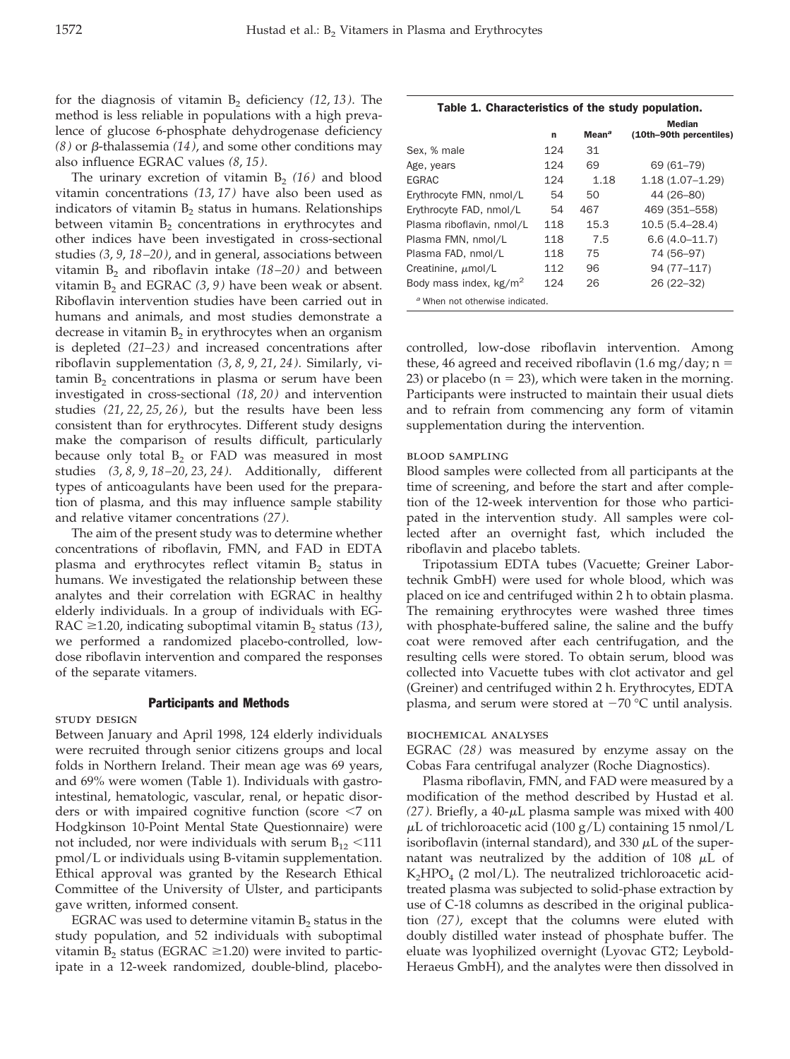for the diagnosis of vitamin $B_2$ deficiency *(12, 13)*. The method is less reliable in populations with a high prevalence of glucose 6-phosphate dehydrogenase deficiency *(8)* or β-thalassemia *(14)*, and some other conditions may also influence EGRAC values *(8, 15)*.

The urinary excretion of vitamin $B_2$ *(16)* and blood vitamin concentrations *(13, 17)* have also been used as indicators of vitamin $B_2$ status in humans. Relationships between vitamin $B_2$ concentrations in erythrocytes and other indices have been investigated in cross-sectional studies *(3, 9, 18–20)*, and in general, associations between vitamin $B_2$ and riboflavin intake *(18–20)* and between vitamin $B_2$ and EGRAC *(3, 9)* have been weak or absent. Riboflavin intervention studies have been carried out in humans and animals, and most studies demonstrate a decrease in vitamin $B_2$ in erythrocytes when an organism is depleted *(21–23)* and increased concentrations after riboflavin supplementation *(3, 8, 9, 21, 24)*. Similarly, vitamin $B_2$ concentrations in plasma or serum have been investigated in cross-sectional *(18, 20)* and intervention studies *(21, 22, 25, 26)*, but the results have been less consistent than for erythrocytes. Different study designs make the comparison of results difficult, particularly because only total $B_2$ or FAD was measured in most studies *(3, 8, 9, 18–20, 23, 24)*. Additionally, different types of anticoagulants have been used for the preparation of plasma, and this may influence sample stability and relative vitamer concentrations *(27)*.

The aim of the present study was to determine whether concentrations of riboflavin, FMN, and FAD in EDTA plasma and erythrocytes reflect vitamin $B_2$ status in humans. We investigated the relationship between these analytes and their correlation with EGRAC in healthy elderly individuals. In a group of individuals with EGRAC ≥1.20, indicating suboptimal vitamin $B_2$ status *(13)*, we performed a randomized placebo-controlled, low-dose riboflavin intervention and compared the responses of the separate vitamers.

## Participants and Methods

### STUDY DESIGN

Between January and April 1998, 124 elderly individuals were recruited through senior citizens groups and local folds in Northern Ireland. Their mean age was 69 years, and 69% were women (Table 1). Individuals with gastrointestinal, hematologic, vascular, renal, or hepatic disorders or with impaired cognitive function (score <7 on Hodgkinson 10-Point Mental State Questionnaire) were not included, nor were individuals with serum $B_{12}$ <111 pmol/L or individuals using B-vitamin supplementation. Ethical approval was granted by the Research Ethical Committee of the University of Ulster, and participants gave written, informed consent.

EGRAC was used to determine vitamin $B_2$ status in the study population, and 52 individuals with suboptimal vitamin $B_2$ status (EGRAC ≥1.20) were invited to participate in a 12-week randomized, double-blind, placebo-controlled, low-dose riboflavin intervention. Among these, 46 agreed and received riboflavin (1.6 mg/day; n = 23) or placebo (n = 23), which were taken in the morning. Participants were instructed to maintain their usual diets and to refrain from commencing any form of vitamin supplementation during the intervention.

**Table 1. Characteristics of the study population.**

| | n | Mean[a] | Median (10th–90th percentiles) |
|---|---|---|---|
| Sex, % male | 124 | 31 | |
| Age, years | 124 | 69 | 69 (61–79) |
| EGRAC | 124 | 1.18 | 1.18 (1.07–1.29) |
| Erythrocyte FMN, nmol/L | 54 | 50 | 44 (26–80) |
| Erythrocyte FAD, nmol/L | 54 | 467 | 469 (351–558) |
| Plasma riboflavin, nmol/L | 118 | 15.3 | 10.5 (5.4–28.4) |
| Plasma FMN, nmol/L | 118 | 7.5 | 6.6 (4.0–11.7) |
| Plasma FAD, nmol/L | 118 | 75 | 74 (56–97) |
| Creatinine, μmol/L | 112 | 96 | 94 (77–117) |
| Body mass index, kg/m$^2$ | 124 | 26 | 26 (22–32) |

[a] When not otherwise indicated.

### BLOOD SAMPLING

Blood samples were collected from all participants at the time of screening, and before the start and after completion of the 12-week intervention for those who participated in the intervention study. All samples were collected after an overnight fast, which included the riboflavin and placebo tablets.

Tripotassium EDTA tubes (Vacuette; Greiner Labortechnik GmbH) were used for whole blood, which was placed on ice and centrifuged within 2 h to obtain plasma. The remaining erythrocytes were washed three times with phosphate-buffered saline, the saline and the buffy coat were removed after each centrifugation, and the resulting cells were stored. To obtain serum, blood was collected into Vacuette tubes with clot activator and gel (Greiner) and centrifuged within 2 h. Erythrocytes, EDTA plasma, and serum were stored at −70 °C until analysis.

### BIOCHEMICAL ANALYSES

EGRAC *(28)* was measured by enzyme assay on the Cobas Fara centrifugal analyzer (Roche Diagnostics).

Plasma riboflavin, FMN, and FAD were measured by a modification of the method described by Hustad et al. *(27)*. Briefly, a 40-μL plasma sample was mixed with 400 μL of trichloroacetic acid (100 g/L) containing 15 nmol/L isoriboflavin (internal standard), and 330 μL of the supernatant was neutralized by the addition of 108 μL of $K_2HPO_4$ (2 mol/L). The neutralized trichloroacetic acid-treated plasma was subjected to solid-phase extraction by use of C-18 columns as described in the original publication *(27)*, except that the columns were eluted with doubly distilled water instead of phosphate buffer. The eluate was lyophilized overnight (Lyovac GT2; Leybold-Heraeus GmbH), and the analytes were then dissolved in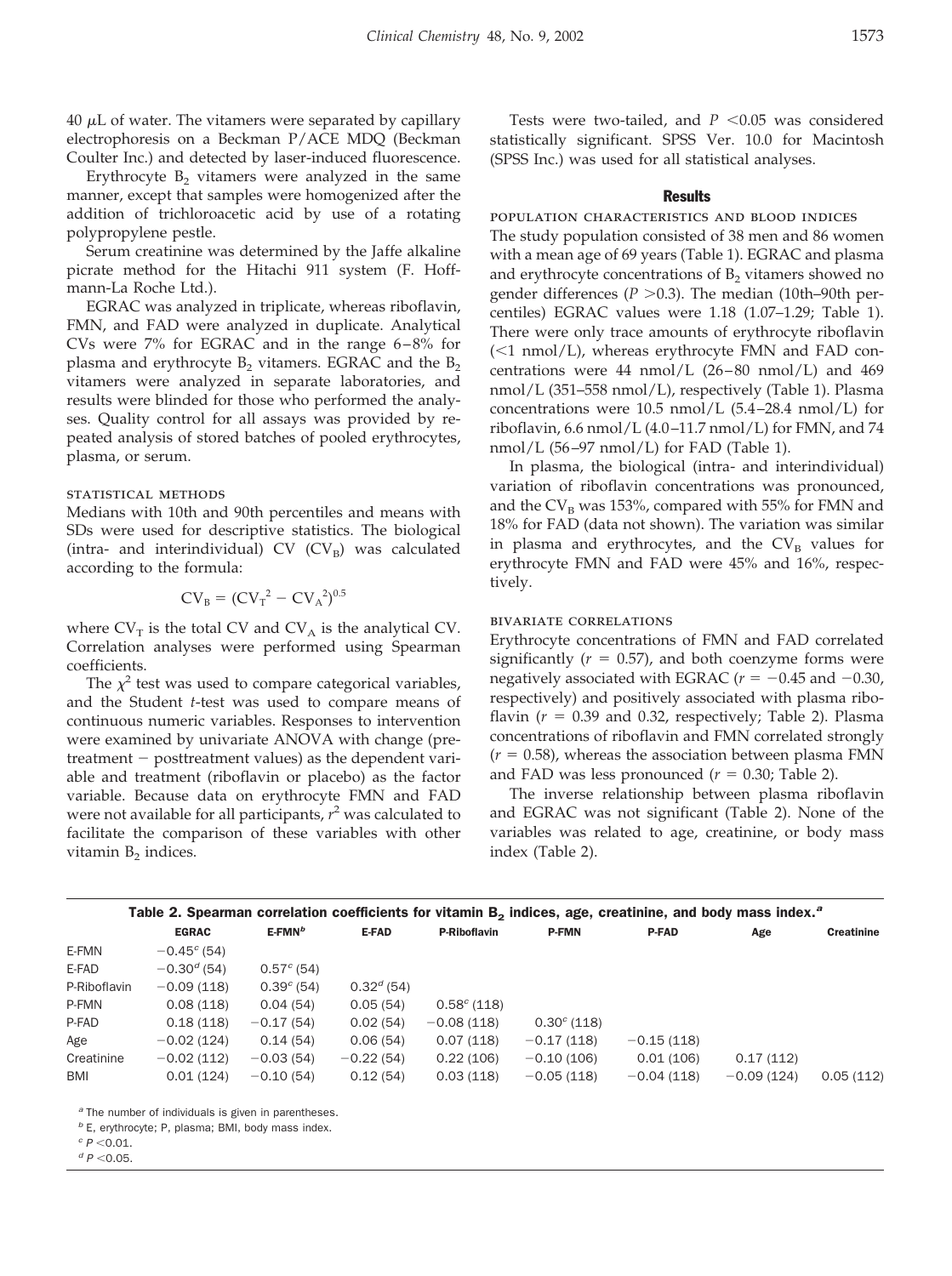40 μL of water. The vitamers were separated by capillary electrophoresis on a Beckman P/ACE MDQ (Beckman Coulter Inc.) and detected by laser-induced fluorescence.

Erythrocyte $B_2$ vitamers were analyzed in the same manner, except that samples were homogenized after the addition of trichloroacetic acid by use of a rotating polypropylene pestle.

Serum creatinine was determined by the Jaffe alkaline picrate method for the Hitachi 911 system (F. Hoffmann-La Roche Ltd.).

EGRAC was analyzed in triplicate, whereas riboflavin, FMN, and FAD were analyzed in duplicate. Analytical CVs were 7% for EGRAC and in the range 6–8% for plasma and erythrocyte $B_2$ vitamers. EGRAC and the $B_2$ vitamers were analyzed in separate laboratories, and results were blinded for those who performed the analyses. Quality control for all assays was provided by repeated analysis of stored batches of pooled erythrocytes, plasma, or serum.

### Statistical methods

Medians with 10th and 90th percentiles and means with SDs were used for descriptive statistics. The biological (intra- and interindividual) CV ($CV_B$) was calculated according to the formula:

$$CV_B = (CV_T^2 - CV_A^2)^{0.5}$$

where $CV_T$ is the total CV and $CV_A$ is the analytical CV. Correlation analyses were performed using Spearman coefficients.

The $\chi^2$ test was used to compare categorical variables, and the Student *t*-test was used to compare means of continuous numeric variables. Responses to intervention were examined by univariate ANOVA with change (pretreatment − posttreatment values) as the dependent variable and treatment (riboflavin or placebo) as the factor variable. Because data on erythrocyte FMN and FAD were not available for all participants, $r^2$ was calculated to facilitate the comparison of these variables with other vitamin $B_2$ indices.

Tests were two-tailed, and $P < 0.05$ was considered statistically significant. SPSS Ver. 10.0 for Macintosh (SPSS Inc.) was used for all statistical analyses.

## Results

### Population characteristics and blood indices

The study population consisted of 38 men and 86 women with a mean age of 69 years (Table 1). EGRAC and plasma and erythrocyte concentrations of $B_2$ vitamers showed no gender differences ($P > 0.3$). The median (10th–90th percentiles) EGRAC values were 1.18 (1.07–1.29; Table 1). There were only trace amounts of erythrocyte riboflavin (<1 nmol/L), whereas erythrocyte FMN and FAD concentrations were 44 nmol/L (26–80 nmol/L) and 469 nmol/L (351–558 nmol/L), respectively (Table 1). Plasma concentrations were 10.5 nmol/L (5.4–28.4 nmol/L) for riboflavin, 6.6 nmol/L (4.0–11.7 nmol/L) for FMN, and 74 nmol/L (56–97 nmol/L) for FAD (Table 1).

In plasma, the biological (intra- and interindividual) variation of riboflavin concentrations was pronounced, and the $CV_B$ was 153%, compared with 55% for FMN and 18% for FAD (data not shown). The variation was similar in plasma and erythrocytes, and the $CV_B$ values for erythrocyte FMN and FAD were 45% and 16%, respectively.

### Bivariate correlations

Erythrocyte concentrations of FMN and FAD correlated significantly ($r = 0.57$), and both coenzyme forms were negatively associated with EGRAC ($r = -0.45$ and $-0.30$, respectively) and positively associated with plasma riboflavin ($r = 0.39$ and 0.32, respectively; Table 2). Plasma concentrations of riboflavin and FMN correlated strongly ($r = 0.58$), whereas the association between plasma FMN and FAD was less pronounced ($r = 0.30$; Table 2).

The inverse relationship between plasma riboflavin and EGRAC was not significant (Table 2). None of the variables was related to age, creatinine, or body mass index (Table 2).

**Table 2. Spearman correlation coefficients for vitamin $B_2$ indices, age, creatinine, and body mass index.[a]**

| | EGRAC | E-FMN[b] | E-FAD | P-Riboflavin | P-FMN | P-FAD | Age | Creatinine |
|---|---|---|---|---|---|---|---|---|
| E-FMN | −0.45[c] (54) | | | | | | | |
| E-FAD | −0.30[d] (54) | 0.57[c] (54) | | | | | | |
| P-Riboflavin | −0.09 (118) | 0.39[c] (54) | 0.32[d] (54) | | | | | |
| P-FMN | 0.08 (118) | 0.04 (54) | 0.05 (54) | 0.58[c] (118) | | | | |
| P-FAD | 0.18 (118) | −0.17 (54) | 0.02 (54) | −0.08 (118) | 0.30[c] (118) | | | |
| Age | −0.02 (124) | 0.14 (54) | 0.06 (54) | 0.07 (118) | −0.17 (118) | −0.15 (118) | | |
| Creatinine | −0.02 (112) | −0.03 (54) | −0.22 (54) | 0.22 (106) | −0.10 (106) | 0.01 (106) | 0.17 (112) | |
| BMI | 0.01 (124) | −0.10 (54) | 0.12 (54) | 0.03 (118) | −0.05 (118) | −0.04 (118) | −0.09 (124) | 0.05 (112) |

[a] The number of individuals is given in parentheses.
[b] E, erythrocyte; P, plasma; BMI, body mass index.
[c] $P < 0.01$.
[d] $P < 0.05$.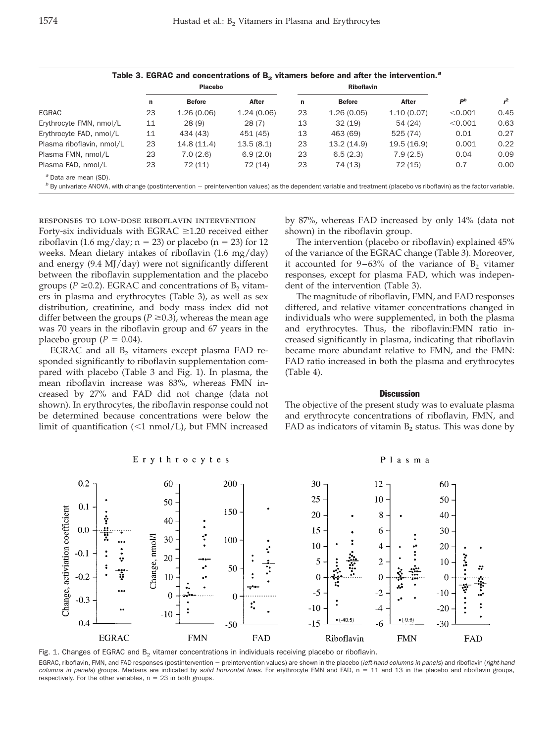Table 3. EGRAC and concentrations of $B_2$ vitamers before and after the intervention.[a]

| | Placebo | | | Riboflavin | | | | |
|---|---|---|---|---|---|---|---|---|
| | n | Before | After | n | Before | After | $P^b$ | $r^2$ |
| EGRAC | 23 | 1.26 (0.06) | 1.24 (0.06) | 23 | 1.26 (0.05) | 1.10 (0.07) | <0.001 | 0.45 |
| Erythrocyte FMN, nmol/L | 11 | 28 (9) | 28 (7) | 13 | 32 (19) | 54 (24) | <0.001 | 0.63 |
| Erythrocyte FAD, nmol/L | 11 | 434 (43) | 451 (45) | 13 | 463 (69) | 525 (74) | 0.01 | 0.27 |
| Plasma riboflavin, nmol/L | 23 | 14.8 (11.4) | 13.5 (8.1) | 23 | 13.2 (14.9) | 19.5 (16.9) | 0.001 | 0.22 |
| Plasma FMN, nmol/L | 23 | 7.0 (2.6) | 6.9 (2.0) | 23 | 6.5 (2.3) | 7.9 (2.5) | 0.04 | 0.09 |
| Plasma FAD, nmol/L | 23 | 72 (11) | 72 (14) | 23 | 74 (13) | 72 (15) | 0.7 | 0.00 |

[a] Data are mean (SD).
[b] By univariate ANOVA, with change (postintervention − preintervention values) as the dependent variable and treatment (placebo vs riboflavin) as the factor variable.

### RESPONSES TO LOW-DOSE RIBOFLAVIN INTERVENTION

Forty-six individuals with EGRAC ≥1.20 received either riboflavin (1.6 mg/day; n = 23) or placebo (n = 23) for 12 weeks. Mean dietary intakes of riboflavin (1.6 mg/day) and energy (9.4 MJ/day) were not significantly different between the riboflavin supplementation and the placebo groups ($P \geq 0.2$). EGRAC and concentrations of $B_2$ vitamers in plasma and erythrocytes (Table 3), as well as sex distribution, creatinine, and body mass index did not differ between the groups ($P \geq 0.3$), whereas the mean age was 70 years in the riboflavin group and 67 years in the placebo group ($P = 0.04$).

EGRAC and all $B_2$ vitamers except plasma FAD responded significantly to riboflavin supplementation compared with placebo (Table 3 and Fig. 1). In plasma, the mean riboflavin increase was 83%, whereas FMN increased by 27% and FAD did not change (data not shown). In erythrocytes, the riboflavin response could not be determined because concentrations were below the limit of quantification (<1 nmol/L), but FMN increased by 87%, whereas FAD increased by only 14% (data not shown) in the riboflavin group.

The intervention (placebo or riboflavin) explained 45% of the variance of the EGRAC change (Table 3). Moreover, it accounted for 9–63% of the variance of $B_2$ vitamer responses, except for plasma FAD, which was independent of the intervention (Table 3).

The magnitude of riboflavin, FMN, and FAD responses differed, and relative vitamer concentrations changed in individuals who were supplemented, in both the plasma and erythrocytes. Thus, the riboflavin:FMN ratio increased significantly in plasma, indicating that riboflavin became more abundant relative to FMN, and the FMN:FAD ratio increased in both the plasma and erythrocytes (Table 4).

## Discussion

The objective of the present study was to evaluate plasma and erythrocyte concentrations of riboflavin, FMN, and FAD as indicators of vitamin $B_2$ status. This was done by

Fig. 1. Changes of EGRAC and $B_2$ vitamer concentrations in individuals receiving placebo or riboflavin.

EGRAC, riboflavin, FMN, and FAD responses (postintervention − preintervention values) are shown in the placebo (*left-hand columns in panels*) and riboflavin (*right-hand columns in panels*) groups. Medians are indicated by *solid horizontal lines*. For erythrocyte FMN and FAD, n = 11 and 13 in the placebo and riboflavin groups, respectively. For the other variables, n = 23 in both groups.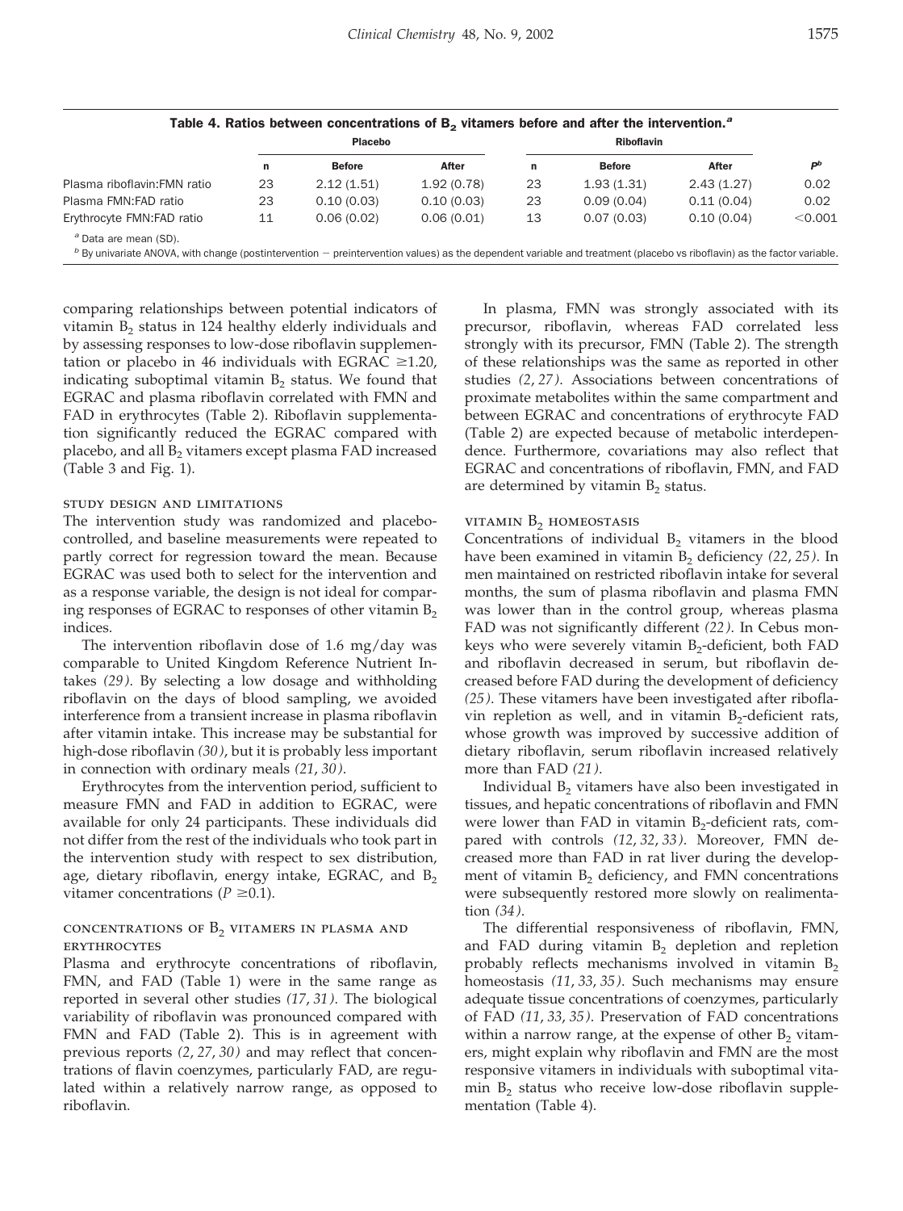**Table 4. Ratios between concentrations of $B_2$ vitamers before and after the intervention.[a]**

| | Placebo | | | Riboflavin | | | |
|---|---|---|---|---|---|---|---|
| | n | Before | After | n | Before | After | P[b] |
| Plasma riboflavin:FMN ratio | 23 | 2.12 (1.51) | 1.92 (0.78) | 23 | 1.93 (1.31) | 2.43 (1.27) | 0.02 |
| Plasma FMN:FAD ratio | 23 | 0.10 (0.03) | 0.10 (0.03) | 23 | 0.09 (0.04) | 0.11 (0.04) | 0.02 |
| Erythrocyte FMN:FAD ratio | 11 | 0.06 (0.02) | 0.06 (0.01) | 13 | 0.07 (0.03) | 0.10 (0.04) | <0.001 |

[a] Data are mean (SD).

[b] By univariate ANOVA, with change (postintervention − preintervention values) as the dependent variable and treatment (placebo vs riboflavin) as the factor variable.

comparing relationships between potential indicators of vitamin $B_2$ status in 124 healthy elderly individuals and by assessing responses to low-dose riboflavin supplementation or placebo in 46 individuals with EGRAC $\geq$1.20, indicating suboptimal vitamin $B_2$ status. We found that EGRAC and plasma riboflavin correlated with FMN and FAD in erythrocytes (Table 2). Riboflavin supplementation significantly reduced the EGRAC compared with placebo, and all $B_2$ vitamers except plasma FAD increased (Table 3 and Fig. 1).

### study design and limitations

The intervention study was randomized and placebo-controlled, and baseline measurements were repeated to partly correct for regression toward the mean. Because EGRAC was used both to select for the intervention and as a response variable, the design is not ideal for comparing responses of EGRAC to responses of other vitamin $B_2$ indices.

The intervention riboflavin dose of 1.6 mg/day was comparable to United Kingdom Reference Nutrient Intakes *(29)*. By selecting a low dosage and withholding riboflavin on the days of blood sampling, we avoided interference from a transient increase in plasma riboflavin after vitamin intake. This increase may be substantial for high-dose riboflavin *(30)*, but it is probably less important in connection with ordinary meals *(21, 30)*.

Erythrocytes from the intervention period, sufficient to measure FMN and FAD in addition to EGRAC, were available for only 24 participants. These individuals did not differ from the rest of the individuals who took part in the intervention study with respect to sex distribution, age, dietary riboflavin, energy intake, EGRAC, and $B_2$ vitamer concentrations ($P \geq$0.1).

### concentrations of $B_2$ vitamers in plasma and erythrocytes

Plasma and erythrocyte concentrations of riboflavin, FMN, and FAD (Table 1) were in the same range as reported in several other studies *(17, 31)*. The biological variability of riboflavin was pronounced compared with FMN and FAD (Table 2). This is in agreement with previous reports *(2, 27, 30)* and may reflect that concentrations of flavin coenzymes, particularly FAD, are regulated within a relatively narrow range, as opposed to riboflavin.

In plasma, FMN was strongly associated with its precursor, riboflavin, whereas FAD correlated less strongly with its precursor, FMN (Table 2). The strength of these relationships was the same as reported in other studies *(2, 27)*. Associations between concentrations of proximate metabolites within the same compartment and between EGRAC and concentrations of erythrocyte FAD (Table 2) are expected because of metabolic interdependence. Furthermore, covariations may also reflect that EGRAC and concentrations of riboflavin, FMN, and FAD are determined by vitamin $B_2$ status.

### vitamin $B_2$ homeostasis

Concentrations of individual $B_2$ vitamers in the blood have been examined in vitamin $B_2$ deficiency *(22, 25)*. In men maintained on restricted riboflavin intake for several months, the sum of plasma riboflavin and plasma FMN was lower than in the control group, whereas plasma FAD was not significantly different *(22)*. In Cebus monkeys who were severely vitamin $B_2$-deficient, both FAD and riboflavin decreased in serum, but riboflavin decreased before FAD during the development of deficiency *(25)*. These vitamers have been investigated after riboflavin repletion as well, and in vitamin $B_2$-deficient rats, whose growth was improved by successive addition of dietary riboflavin, serum riboflavin increased relatively more than FAD *(21)*.

Individual $B_2$ vitamers have also been investigated in tissues, and hepatic concentrations of riboflavin and FMN were lower than FAD in vitamin $B_2$-deficient rats, compared with controls *(12, 32, 33)*. Moreover, FMN decreased more than FAD in rat liver during the development of vitamin $B_2$ deficiency, and FMN concentrations were subsequently restored more slowly on realimentation *(34)*.

The differential responsiveness of riboflavin, FMN, and FAD during vitamin $B_2$ depletion and repletion probably reflects mechanisms involved in vitamin $B_2$ homeostasis *(11, 33, 35)*. Such mechanisms may ensure adequate tissue concentrations of coenzymes, particularly of FAD *(11, 33, 35)*. Preservation of FAD concentrations within a narrow range, at the expense of other $B_2$ vitamers, might explain why riboflavin and FMN are the most responsive vitamers in individuals with suboptimal vitamin $B_2$ status who receive low-dose riboflavin supplementation (Table 4).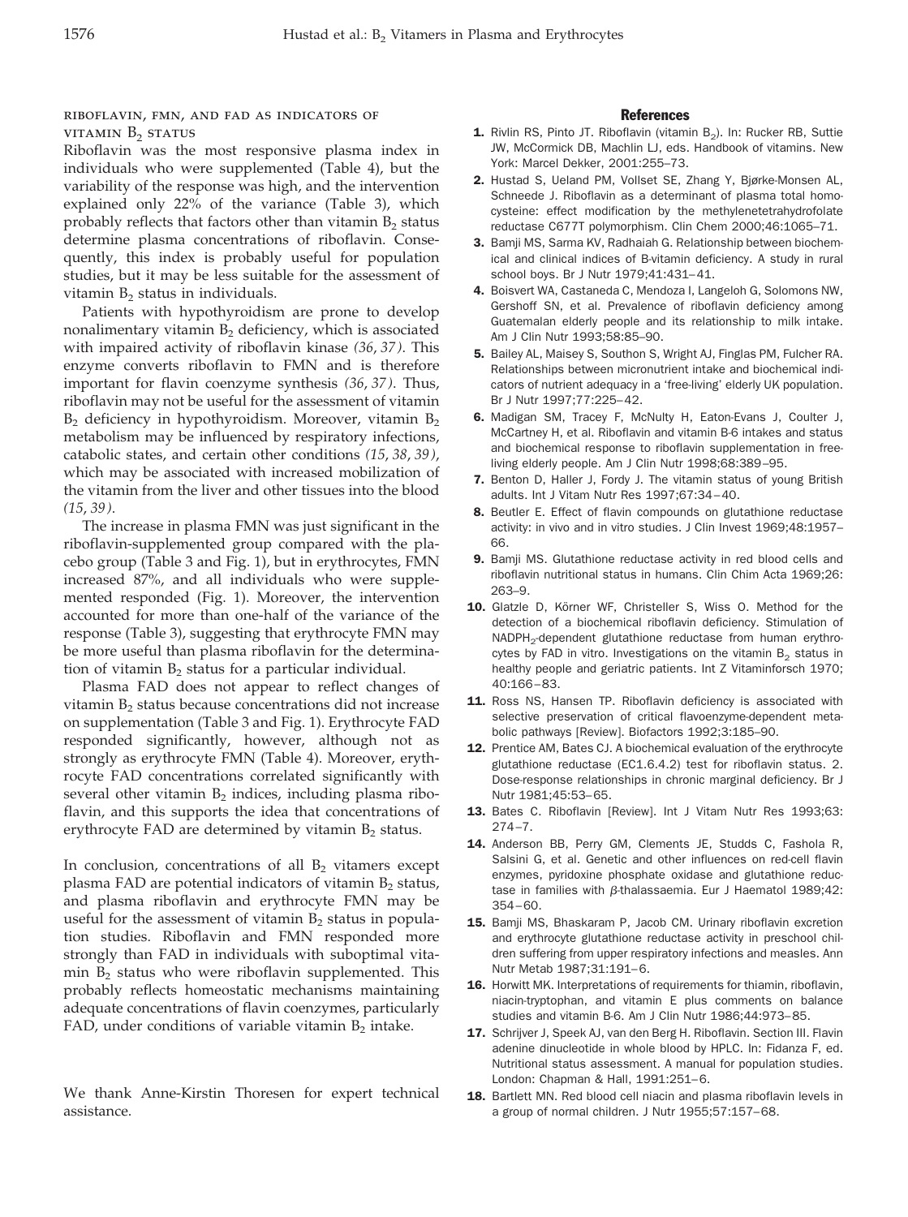### Riboflavin, FMN, and FAD as indicators of vitamin $B_2$ status

Riboflavin was the most responsive plasma index in individuals who were supplemented (Table 4), but the variability of the response was high, and the intervention explained only 22% of the variance (Table 3), which probably reflects that factors other than vitamin $B_2$ status determine plasma concentrations of riboflavin. Consequently, this index is probably useful for population studies, but it may be less suitable for the assessment of vitamin $B_2$ status in individuals.

Patients with hypothyroidism are prone to develop nonalimentary vitamin $B_2$ deficiency, which is associated with impaired activity of riboflavin kinase *(36, 37)*. This enzyme converts riboflavin to FMN and is therefore important for flavin coenzyme synthesis *(36, 37)*. Thus, riboflavin may not be useful for the assessment of vitamin $B_2$ deficiency in hypothyroidism. Moreover, vitamin $B_2$ metabolism may be influenced by respiratory infections, catabolic states, and certain other conditions *(15, 38, 39)*, which may be associated with increased mobilization of the vitamin from the liver and other tissues into the blood *(15, 39)*.

The increase in plasma FMN was just significant in the riboflavin-supplemented group compared with the placebo group (Table 3 and Fig. 1), but in erythrocytes, FMN increased 87%, and all individuals who were supplemented responded (Fig. 1). Moreover, the intervention accounted for more than one-half of the variance of the response (Table 3), suggesting that erythrocyte FMN may be more useful than plasma riboflavin for the determination of vitamin $B_2$ status for a particular individual.

Plasma FAD does not appear to reflect changes of vitamin $B_2$ status because concentrations did not increase on supplementation (Table 3 and Fig. 1). Erythrocyte FAD responded significantly, however, although not as strongly as erythrocyte FMN (Table 4). Moreover, erythrocyte FAD concentrations correlated significantly with several other vitamin $B_2$ indices, including plasma riboflavin, and this supports the idea that concentrations of erythrocyte FAD are determined by vitamin $B_2$ status.

In conclusion, concentrations of all $B_2$ vitamers except plasma FAD are potential indicators of vitamin $B_2$ status, and plasma riboflavin and erythrocyte FMN may be useful for the assessment of vitamin $B_2$ status in population studies. Riboflavin and FMN responded more strongly than FAD in individuals with suboptimal vitamin $B_2$ status who were riboflavin supplemented. This probably reflects homeostatic mechanisms maintaining adequate concentrations of flavin coenzymes, particularly FAD, under conditions of variable vitamin $B_2$ intake.

We thank Anne-Kirstin Thoresen for expert technical assistance.

## References

1. Rivlin RS, Pinto JT. Riboflavin (vitamin $B_2$). In: Rucker RB, Suttie JW, McCormick DB, Machlin LJ, eds. Handbook of vitamins. New York: Marcel Dekker, 2001:255–73.
2. Hustad S, Ueland PM, Vollset SE, Zhang Y, Bjørke-Monsen AL, Schneede J. Riboflavin as a determinant of plasma total homocysteine: effect modification by the methylenetetrahydrofolate reductase C677T polymorphism. Clin Chem 2000;46:1065–71.
3. Bamji MS, Sarma KV, Radhaiah G. Relationship between biochemical and clinical indices of B-vitamin deficiency. A study in rural school boys. Br J Nutr 1979;41:431–41.
4. Boisvert WA, Castaneda C, Mendoza I, Langeloh G, Solomons NW, Gershoff SN, et al. Prevalence of riboflavin deficiency among Guatemalan elderly people and its relationship to milk intake. Am J Clin Nutr 1993;58:85–90.
5. Bailey AL, Maisey S, Southon S, Wright AJ, Finglas PM, Fulcher RA. Relationships between micronutrient intake and biochemical indicators of nutrient adequacy in a 'free-living' elderly UK population. Br J Nutr 1997;77:225–42.
6. Madigan SM, Tracey F, McNulty H, Eaton-Evans J, Coulter J, McCartney H, et al. Riboflavin and vitamin B-6 intakes and status and biochemical response to riboflavin supplementation in free-living elderly people. Am J Clin Nutr 1998;68:389–95.
7. Benton D, Haller J, Fordy J. The vitamin status of young British adults. Int J Vitam Nutr Res 1997;67:34–40.
8. Beutler E. Effect of flavin compounds on glutathione reductase activity: in vivo and in vitro studies. J Clin Invest 1969;48:1957–66.
9. Bamji MS. Glutathione reductase activity in red blood cells and riboflavin nutritional status in humans. Clin Chim Acta 1969;26:263–9.
10. Glatzle D, Kőrner WF, Christeller S, Wiss O. Method for the detection of a biochemical riboflavin deficiency. Stimulation of $NADPH_2$-dependent glutathione reductase from human erythrocytes by FAD in vitro. Investigations on the vitamin $B_2$ status in healthy people and geriatric patients. Int Z Vitaminforsch 1970;40:166–83.
11. Ross NS, Hansen TP. Riboflavin deficiency is associated with selective preservation of critical flavoenzyme-dependent metabolic pathways [Review]. Biofactors 1992;3:185–90.
12. Prentice AM, Bates CJ. A biochemical evaluation of the erythrocyte glutathione reductase (EC1.6.4.2) test for riboflavin status. 2. Dose-response relationships in chronic marginal deficiency. Br J Nutr 1981;45:53–65.
13. Bates C. Riboflavin [Review]. Int J Vitam Nutr Res 1993;63:274–7.
14. Anderson BB, Perry GM, Clements JE, Studds C, Fashola R, Salsini G, et al. Genetic and other influences on red-cell flavin enzymes, pyridoxine phosphate oxidase and glutathione reductase in families with $\beta$-thalassaemia. Eur J Haematol 1989;42:354–60.
15. Bamji MS, Bhaskaram P, Jacob CM. Urinary riboflavin excretion and erythrocyte glutathione reductase activity in preschool children suffering from upper respiratory infections and measles. Ann Nutr Metab 1987;31:191–6.
16. Horwitt MK. Interpretations of requirements for thiamin, riboflavin, niacin-tryptophan, and vitamin E plus comments on balance studies and vitamin B-6. Am J Clin Nutr 1986;44:973–85.
17. Schrijver J, Speek AJ, van den Berg H. Riboflavin. Section III. Flavin adenine dinucleotide in whole blood by HPLC. In: Fidanza F, ed. Nutritional status assessment. A manual for population studies. London: Chapman & Hall, 1991:251–6.
18. Bartlett MN. Red blood cell niacin and plasma riboflavin levels in a group of normal children. J Nutr 1955;57:157–68.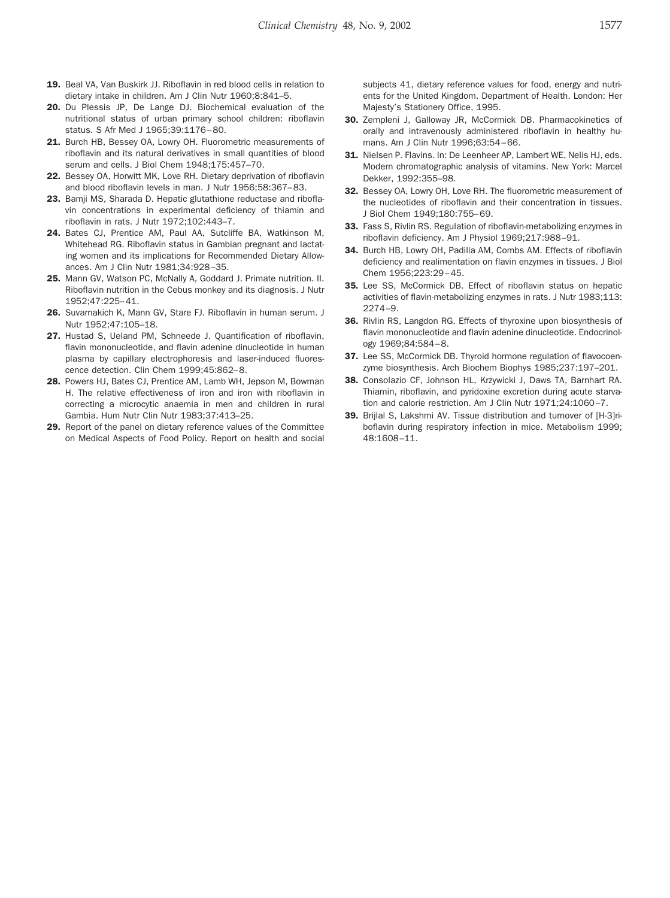19. Beal VA, Van Buskirk JJ. Riboflavin in red blood cells in relation to dietary intake in children. Am J Clin Nutr 1960;8:841–5.
20. Du Plessis JP, De Lange DJ. Biochemical evaluation of the nutritional status of urban primary school children: riboflavin status. S Afr Med J 1965;39:1176–80.
21. Burch HB, Bessey OA, Lowry OH. Fluorometric measurements of riboflavin and its natural derivatives in small quantities of blood serum and cells. J Biol Chem 1948;175:457–70.
22. Bessey OA, Horwitt MK, Love RH. Dietary deprivation of riboflavin and blood riboflavin levels in man. J Nutr 1956;58:367–83.
23. Bamji MS, Sharada D. Hepatic glutathione reductase and riboflavin concentrations in experimental deficiency of thiamin and riboflavin in rats. J Nutr 1972;102:443–7.
24. Bates CJ, Prentice AM, Paul AA, Sutcliffe BA, Watkinson M, Whitehead RG. Riboflavin status in Gambian pregnant and lactating women and its implications for Recommended Dietary Allowances. Am J Clin Nutr 1981;34:928–35.
25. Mann GV, Watson PC, McNally A, Goddard J. Primate nutrition. II. Riboflavin nutrition in the Cebus monkey and its diagnosis. J Nutr 1952;47:225–41.
26. Suvarnakich K, Mann GV, Stare FJ. Riboflavin in human serum. J Nutr 1952;47:105–18.
27. Hustad S, Ueland PM, Schneede J. Quantification of riboflavin, flavin mononucleotide, and flavin adenine dinucleotide in human plasma by capillary electrophoresis and laser-induced fluorescence detection. Clin Chem 1999;45:862–8.
28. Powers HJ, Bates CJ, Prentice AM, Lamb WH, Jepson M, Bowman H. The relative effectiveness of iron and iron with riboflavin in correcting a microcytic anaemia in men and children in rural Gambia. Hum Nutr Clin Nutr 1983;37:413–25.
29. Report of the panel on dietary reference values of the Committee on Medical Aspects of Food Policy. Report on health and social subjects 41, dietary reference values for food, energy and nutrients for the United Kingdom. Department of Health. London: Her Majesty's Stationery Office, 1995.
30. Zempleni J, Galloway JR, McCormick DB. Pharmacokinetics of orally and intravenously administered riboflavin in healthy humans. Am J Clin Nutr 1996;63:54–66.
31. Nielsen P. Flavins. In: De Leenheer AP, Lambert WE, Nelis HJ, eds. Modern chromatographic analysis of vitamins. New York: Marcel Dekker, 1992:355–98.
32. Bessey OA, Lowry OH, Love RH. The fluorometric measurement of the nucleotides of riboflavin and their concentration in tissues. J Biol Chem 1949;180:755–69.
33. Fass S, Rivlin RS. Regulation of riboflavin-metabolizing enzymes in riboflavin deficiency. Am J Physiol 1969;217:988–91.
34. Burch HB, Lowry OH, Padilla AM, Combs AM. Effects of riboflavin deficiency and realimentation on flavin enzymes in tissues. J Biol Chem 1956;223:29–45.
35. Lee SS, McCormick DB. Effect of riboflavin status on hepatic activities of flavin-metabolizing enzymes in rats. J Nutr 1983;113:2274–9.
36. Rivlin RS, Langdon RG. Effects of thyroxine upon biosynthesis of flavin mononucleotide and flavin adenine dinucleotide. Endocrinology 1969;84:584–8.
37. Lee SS, McCormick DB. Thyroid hormone regulation of flavocoenzyme biosynthesis. Arch Biochem Biophys 1985;237:197–201.
38. Consolazio CF, Johnson HL, Krzywicki J, Daws TA, Barnhart RA. Thiamin, riboflavin, and pyridoxine excretion during acute starvation and calorie restriction. Am J Clin Nutr 1971;24:1060–7.
39. Brijlal S, Lakshmi AV. Tissue distribution and turnover of [H-3]riboflavin during respiratory infection in mice. Metabolism 1999;48:1608–11.